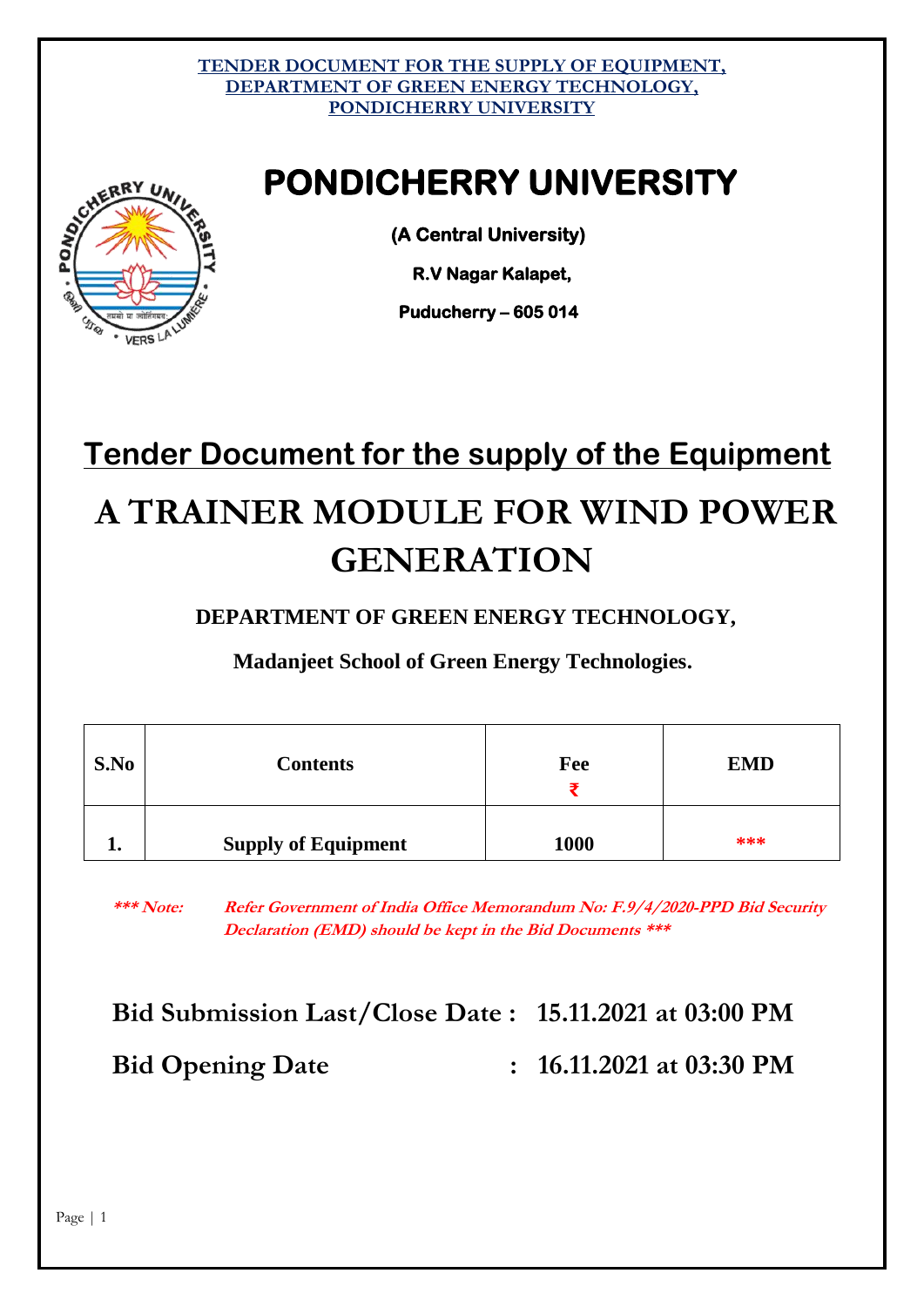**TENDER DOCUMENT FOR THE SUPPLY OF EQUIPMENT, DEPARTMENT OF GREEN ENERGY TECHNOLOGY, PONDICHERRY UNIVERSITY**

# PONDICHERRY UNIVERSITY

**(A Central University)**

**R.V Nagar Kalapet,**

**Puducherry – 605 014**

## Tender Document for the supply of the Equipment

# A TRAINER MODULE FOR WIND POWER GENERATION

**DEPARTMENT OF GREEN ENERGY TECHNOLOGY,**

**Madanjeet School of Green Energy Technologies.**

| S.No | Contents | Fee ₹ | EMD |
|---|---|---|---|
| 1. | Supply of Equipment | 1000 | *** |

***\*\*\* Note: Refer Government of India Office Memorandum No: F.9/4/2020-PPD Bid Security Declaration (EMD) should be kept in the Bid Documents \*\*\****

**Bid Submission Last/Close Date : 15.11.2021 at 03:00 PM**

**Bid Opening Date : 16.11.2021 at 03:30 PM**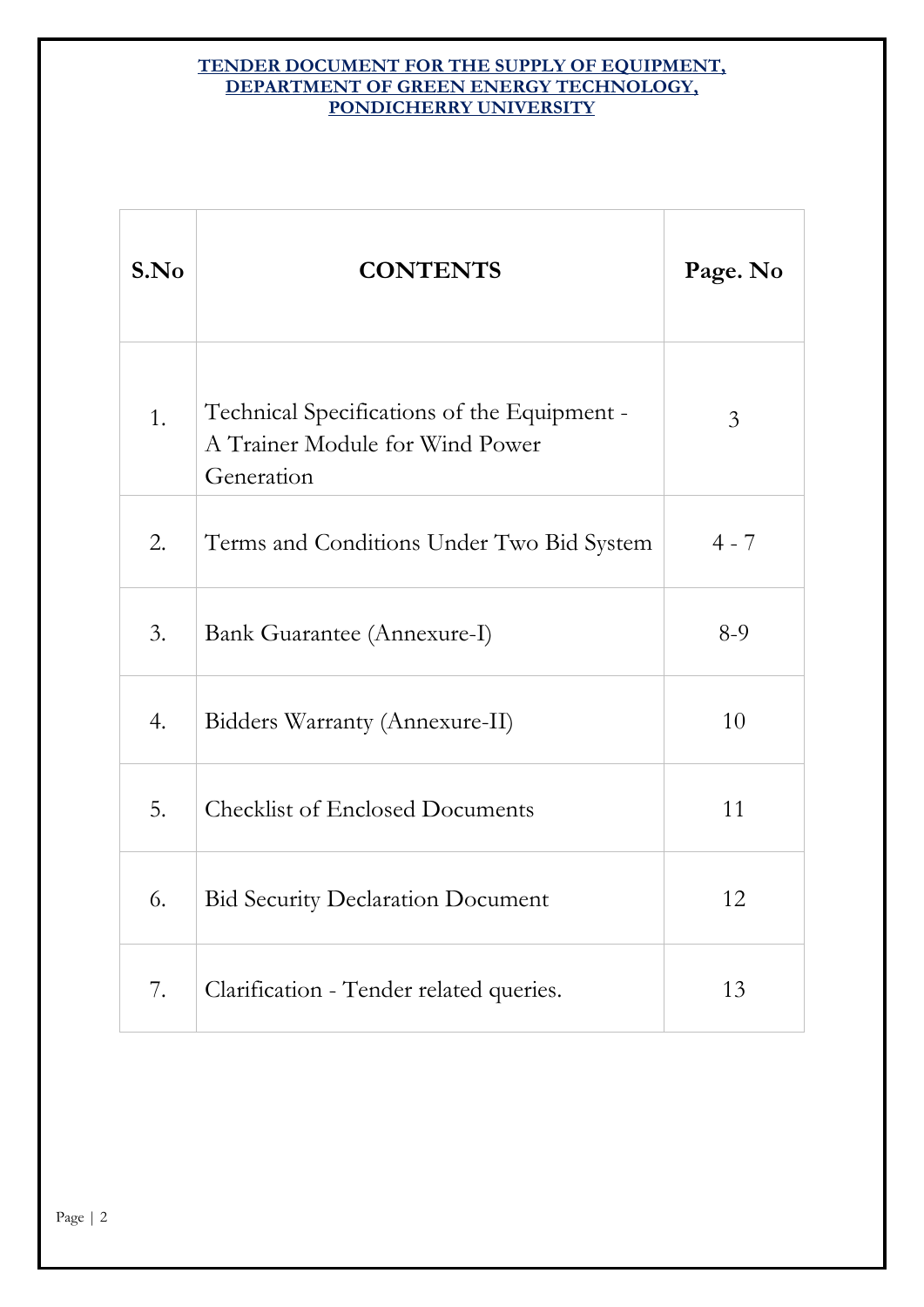**TENDER DOCUMENT FOR THE SUPPLY OF EQUIPMENT, DEPARTMENT OF GREEN ENERGY TECHNOLOGY, PONDICHERRY UNIVERSITY**

| S.No | CONTENTS | Page. No |
|---|---|---|
| 1. | Technical Specifications of the Equipment - A Trainer Module for Wind Power Generation | 3 |
| 2. | Terms and Conditions Under Two Bid System | 4 - 7 |
| 3. | Bank Guarantee (Annexure-I) | 8-9 |
| 4. | Bidders Warranty (Annexure-II) | 10 |
| 5. | Checklist of Enclosed Documents | 11 |
| 6. | Bid Security Declaration Document | 12 |
| 7. | Clarification - Tender related queries. | 13 |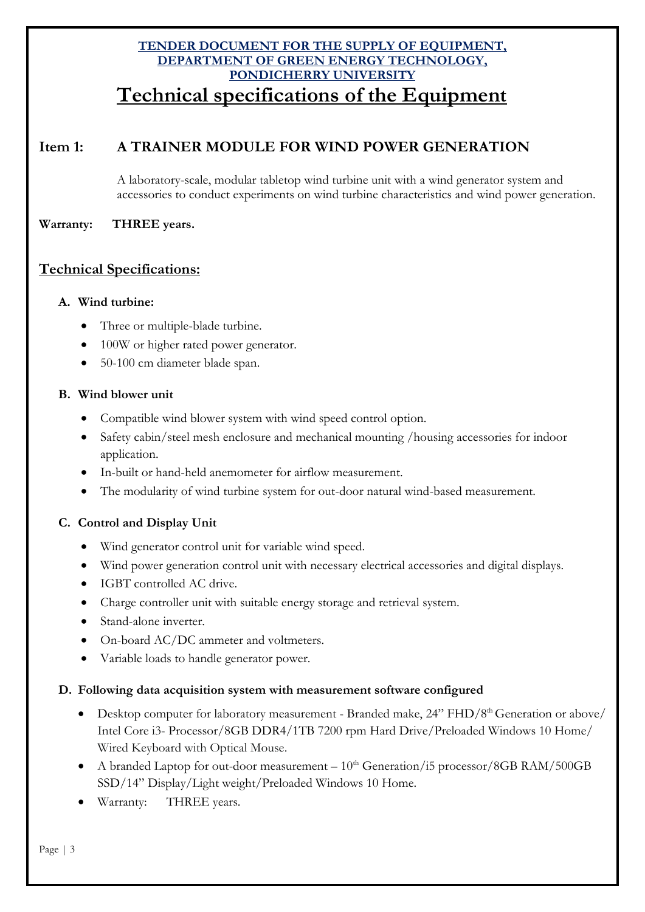**TENDER DOCUMENT FOR THE SUPPLY OF EQUIPMENT, DEPARTMENT OF GREEN ENERGY TECHNOLOGY, PONDICHERRY UNIVERSITY**

# Technical specifications of the Equipment

## Item 1: A TRAINER MODULE FOR WIND POWER GENERATION

A laboratory-scale, modular tabletop wind turbine unit with a wind generator system and accessories to conduct experiments on wind turbine characteristics and wind power generation.

**Warranty: THREE years.**

## Technical Specifications:

**A. Wind turbine:**

- Three or multiple-blade turbine.
- 100W or higher rated power generator.
- 50-100 cm diameter blade span.

**B. Wind blower unit**

- Compatible wind blower system with wind speed control option.
- Safety cabin/steel mesh enclosure and mechanical mounting /housing accessories for indoor application.
- In-built or hand-held anemometer for airflow measurement.
- The modularity of wind turbine system for out-door natural wind-based measurement.

**C. Control and Display Unit**

- Wind generator control unit for variable wind speed.
- Wind power generation control unit with necessary electrical accessories and digital displays.
- IGBT controlled AC drive.
- Charge controller unit with suitable energy storage and retrieval system.
- Stand-alone inverter.
- On-board AC/DC ammeter and voltmeters.
- Variable loads to handle generator power.

**D. Following data acquisition system with measurement software configured**

- Desktop computer for laboratory measurement - Branded make, 24" FHD/8th Generation or above/ Intel Core i3- Processor/8GB DDR4/1TB 7200 rpm Hard Drive/Preloaded Windows 10 Home/ Wired Keyboard with Optical Mouse.
- A branded Laptop for out-door measurement – 10th Generation/i5 processor/8GB RAM/500GB SSD/14" Display/Light weight/Preloaded Windows 10 Home.
- Warranty: THREE years.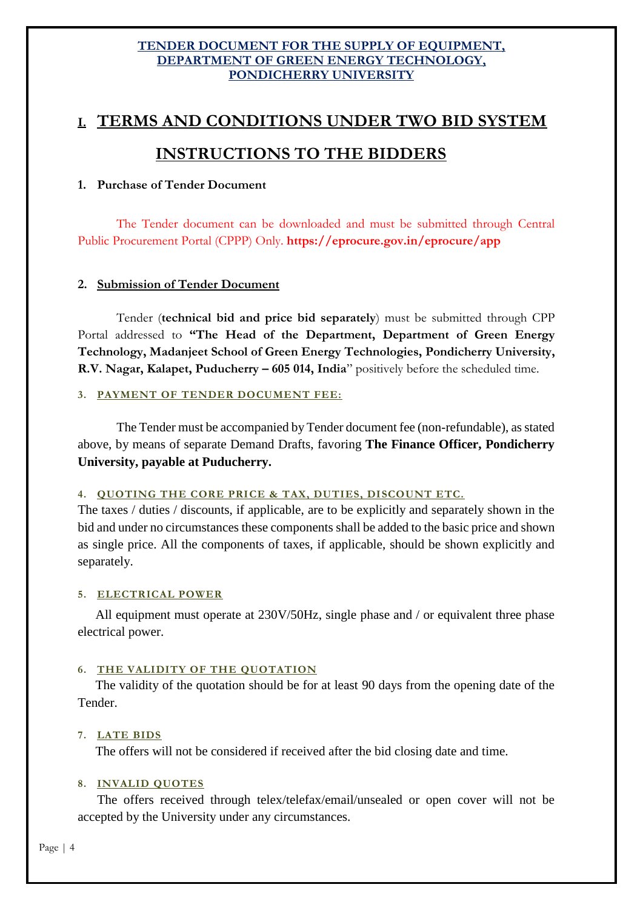**TENDER DOCUMENT FOR THE SUPPLY OF EQUIPMENT, DEPARTMENT OF GREEN ENERGY TECHNOLOGY, PONDICHERRY UNIVERSITY**

# I. TERMS AND CONDITIONS UNDER TWO BID SYSTEM

# INSTRUCTIONS TO THE BIDDERS

### 1. Purchase of Tender Document

The Tender document can be downloaded and must be submitted through Central Public Procurement Portal (CPPP) Only. **https://eprocure.gov.in/eprocure/app**

### 2. Submission of Tender Document

Tender (**technical bid and price bid separately**) must be submitted through CPP Portal addressed to **"The Head of the Department, Department of Green Energy Technology, Madanjeet School of Green Energy Technologies, Pondicherry University, R.V. Nagar, Kalapet, Puducherry – 605 014, India**" positively before the scheduled time.

### 3. PAYMENT OF TENDER DOCUMENT FEE:

The Tender must be accompanied by Tender document fee (non-refundable), as stated above, by means of separate Demand Drafts, favoring **The Finance Officer, Pondicherry University, payable at Puducherry.**

### 4. QUOTING THE CORE PRICE & TAX, DUTIES, DISCOUNT ETC.

The taxes / duties / discounts, if applicable, are to be explicitly and separately shown in the bid and under no circumstances these components shall be added to the basic price and shown as single price. All the components of taxes, if applicable, should be shown explicitly and separately.

### 5. ELECTRICAL POWER

All equipment must operate at 230V/50Hz, single phase and / or equivalent three phase electrical power.

### 6. THE VALIDITY OF THE QUOTATION

The validity of the quotation should be for at least 90 days from the opening date of the Tender.

### 7. LATE BIDS

The offers will not be considered if received after the bid closing date and time.

### 8. INVALID QUOTES

The offers received through telex/telefax/email/unsealed or open cover will not be accepted by the University under any circumstances.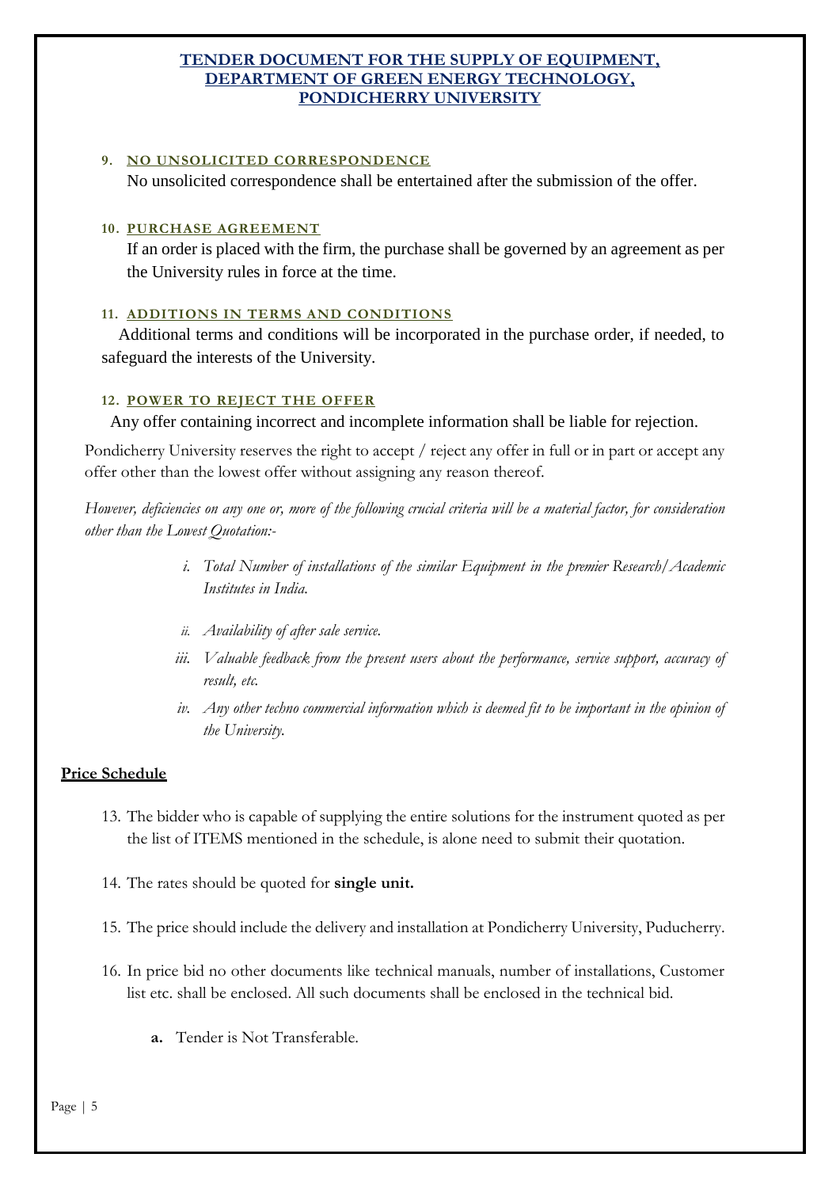### 9. NO UNSOLICITED CORRESPONDENCE

No unsolicited correspondence shall be entertained after the submission of the offer.

### 10. PURCHASE AGREEMENT

If an order is placed with the firm, the purchase shall be governed by an agreement as per the University rules in force at the time.

### 11. ADDITIONS IN TERMS AND CONDITIONS

Additional terms and conditions will be incorporated in the purchase order, if needed, to safeguard the interests of the University.

### 12. POWER TO REJECT THE OFFER

Any offer containing incorrect and incomplete information shall be liable for rejection.

Pondicherry University reserves the right to accept / reject any offer in full or in part or accept any offer other than the lowest offer without assigning any reason thereof.

*However, deficiencies on any one or, more of the following crucial criteria will be a material factor, for consideration other than the Lowest Quotation:-*

- *i. Total Number of installations of the similar Equipment in the premier Research/Academic Institutes in India.*
- *ii. Availability of after sale service.*
- *iii. Valuable feedback from the present users about the performance, service support, accuracy of result, etc.*
- *iv. Any other techno commercial information which is deemed fit to be important in the opinion of the University.*

## Price Schedule

13. The bidder who is capable of supplying the entire solutions for the instrument quoted as per the list of ITEMS mentioned in the schedule, is alone need to submit their quotation.
14. The rates should be quoted for **single unit.**
15. The price should include the delivery and installation at Pondicherry University, Puducherry.
16. In price bid no other documents like technical manuals, number of installations, Customer list etc. shall be enclosed. All such documents shall be enclosed in the technical bid.

    **a.** Tender is Not Transferable.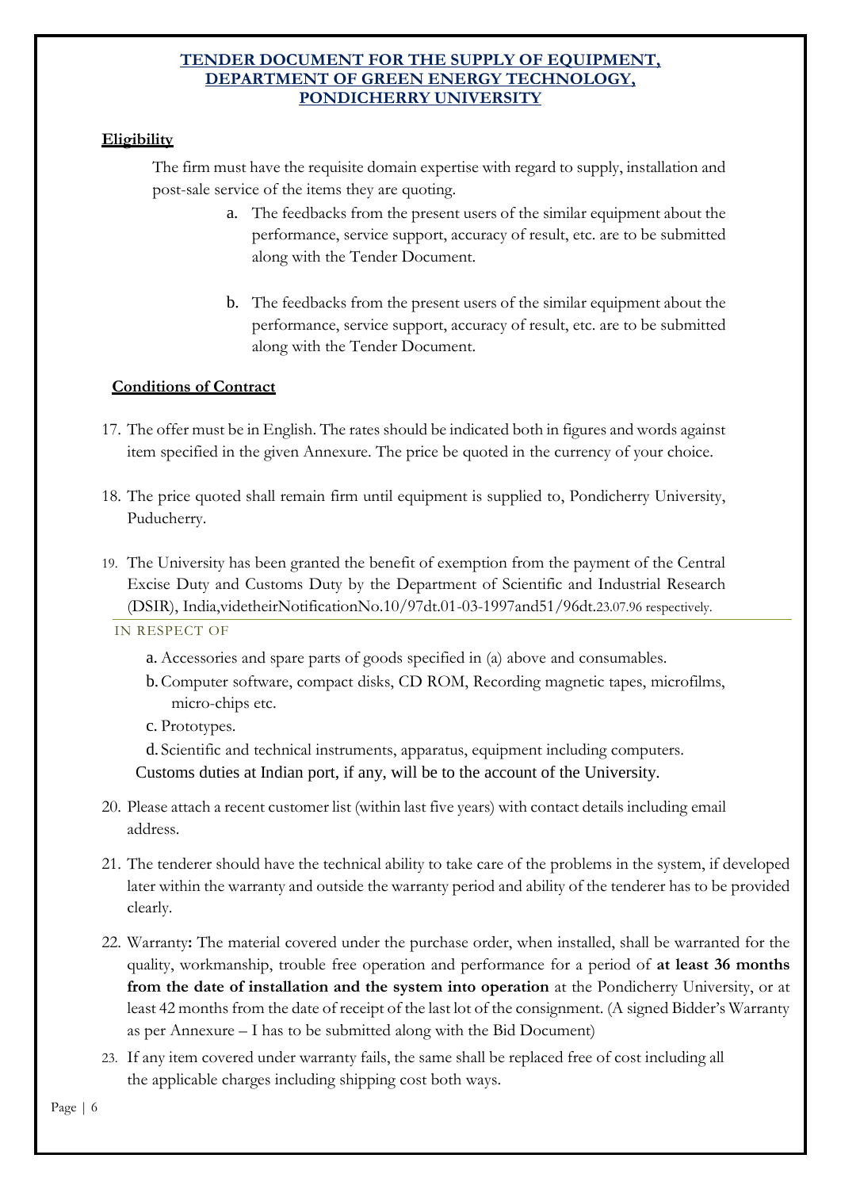**TENDER DOCUMENT FOR THE SUPPLY OF EQUIPMENT, DEPARTMENT OF GREEN ENERGY TECHNOLOGY, PONDICHERRY UNIVERSITY**

## Eligibility

The firm must have the requisite domain expertise with regard to supply, installation and post-sale service of the items they are quoting.

a. The feedbacks from the present users of the similar equipment about the performance, service support, accuracy of result, etc. are to be submitted along with the Tender Document.

b. The feedbacks from the present users of the similar equipment about the performance, service support, accuracy of result, etc. are to be submitted along with the Tender Document.

## Conditions of Contract

17. The offer must be in English. The rates should be indicated both in figures and words against item specified in the given Annexure. The price be quoted in the currency of your choice.

18. The price quoted shall remain firm until equipment is supplied to, Pondicherry University, Puducherry.

19. The University has been granted the benefit of exemption from the payment of the Central Excise Duty and Customs Duty by the Department of Scientific and Industrial Research (DSIR), India,videtheirNotificationNo.10/97dt.01-03-1997and51/96dt.23.07.96 respectively.

IN RESPECT OF

a. Accessories and spare parts of goods specified in (a) above and consumables.
b. Computer software, compact disks, CD ROM, Recording magnetic tapes, microfilms, micro-chips etc.
c. Prototypes.
d. Scientific and technical instruments, apparatus, equipment including computers.

Customs duties at Indian port, if any, will be to the account of the University.

20. Please attach a recent customer list (within last five years) with contact details including email address.

21. The tenderer should have the technical ability to take care of the problems in the system, if developed later within the warranty and outside the warranty period and ability of the tenderer has to be provided clearly.

22. Warranty**:** The material covered under the purchase order, when installed, shall be warranted for the quality, workmanship, trouble free operation and performance for a period of **at least 36 months from the date of installation and the system into operation** at the Pondicherry University, or at least 42 months from the date of receipt of the last lot of the consignment. (A signed Bidder's Warranty as per Annexure – I has to be submitted along with the Bid Document)

23. If any item covered under warranty fails, the same shall be replaced free of cost including all the applicable charges including shipping cost both ways.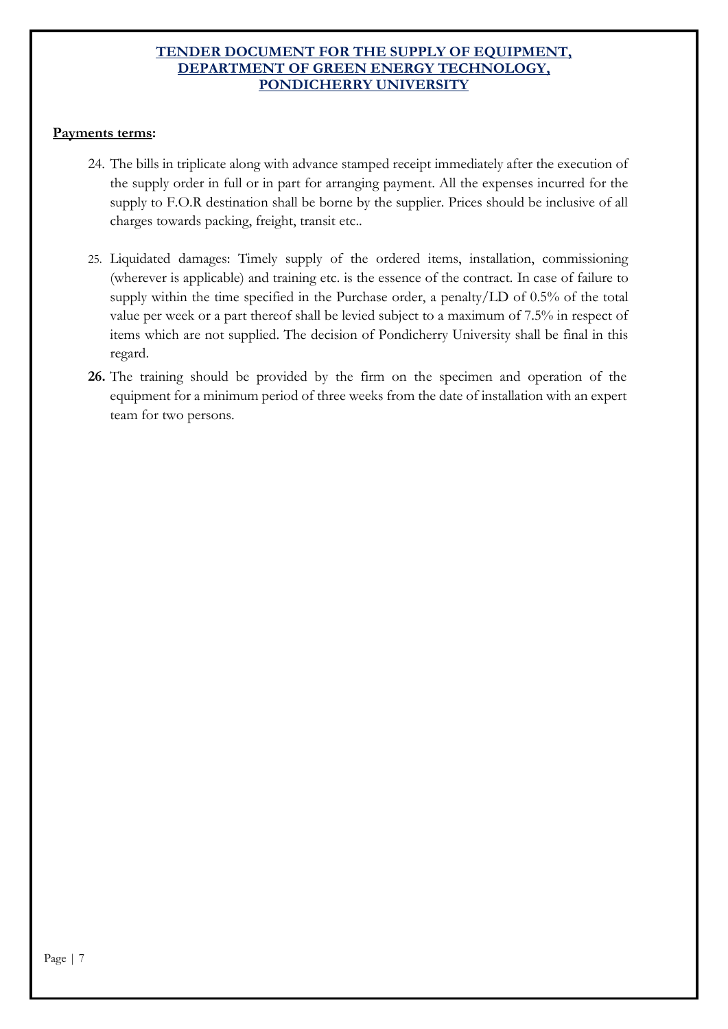**Payments terms:**

24. The bills in triplicate along with advance stamped receipt immediately after the execution of the supply order in full or in part for arranging payment. All the expenses incurred for the supply to F.O.R destination shall be borne by the supplier. Prices should be inclusive of all charges towards packing, freight, transit etc..

25. Liquidated damages: Timely supply of the ordered items, installation, commissioning (wherever is applicable) and training etc. is the essence of the contract. In case of failure to supply within the time specified in the Purchase order, a penalty/LD of 0.5% of the total value per week or a part thereof shall be levied subject to a maximum of 7.5% in respect of items which are not supplied. The decision of Pondicherry University shall be final in this regard.

26. The training should be provided by the firm on the specimen and operation of the equipment for a minimum period of three weeks from the date of installation with an expert team for two persons.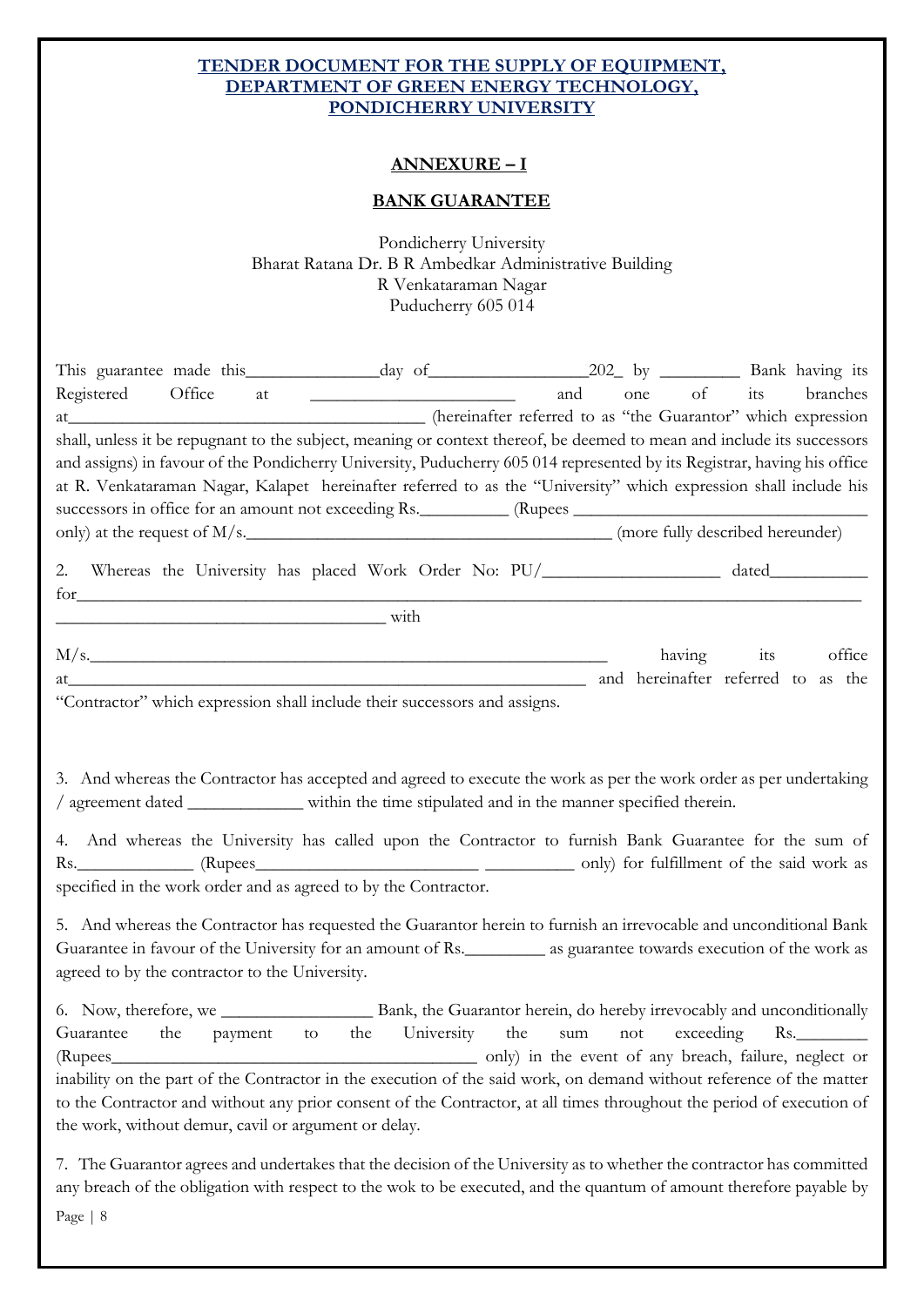**TENDER DOCUMENT FOR THE SUPPLY OF EQUIPMENT, DEPARTMENT OF GREEN ENERGY TECHNOLOGY, PONDICHERRY UNIVERSITY**

## ANNEXURE – I

## BANK GUARANTEE

Pondicherry University
Bharat Ratana Dr. B R Ambedkar Administrative Building
R Venkataraman Nagar
Puducherry 605 014

This guarantee made this_______________day of__________________202_ by _________ Bank having its Registered Office at _______________________ and one of its branches at_________________________________________ (hereinafter referred to as "the Guarantor" which expression shall, unless it be repugnant to the subject, meaning or context thereof, be deemed to mean and include its successors and assigns) in favour of the Pondicherry University, Puducherry 605 014 represented by its Registrar, having his office at R. Venkataraman Nagar, Kalapet hereinafter referred to as the "University" which expression shall include his successors in office for an amount not exceeding Rs.__________ (Rupees _________________________________ only) at the request of M/s._________________________________________ (more fully described hereunder)

2. Whereas the University has placed Work Order No: PU/____________________ dated___________ for______________________________________________________________________________________ ______________________________________ with

M/s.____________________________________________________________ having its office at____________________________________________________________ and hereinafter referred to as the "Contractor" which expression shall include their successors and assigns.

3. And whereas the Contractor has accepted and agreed to execute the work as per the work order as per undertaking / agreement dated _____________ within the time stipulated and in the manner specified therein.

4. And whereas the University has called upon the Contractor to furnish Bank Guarantee for the sum of Rs._____________ (Rupees_________________________ __________ only) for fulfillment of the said work as specified in the work order and as agreed to by the Contractor.

5. And whereas the Contractor has requested the Guarantor herein to furnish an irrevocable and unconditional Bank Guarantee in favour of the University for an amount of Rs._________ as guarantee towards execution of the work as agreed to by the contractor to the University.

6. Now, therefore, we _________________ Bank, the Guarantor herein, do hereby irrevocably and unconditionally Guarantee the payment to the University the sum not exceeding Rs.________ (Rupees___________________________________________ only) in the event of any breach, failure, neglect or inability on the part of the Contractor in the execution of the said work, on demand without reference of the matter to the Contractor and without any prior consent of the Contractor, at all times throughout the period of execution of the work, without demur, cavil or argument or delay.

7. The Guarantor agrees and undertakes that the decision of the University as to whether the contractor has committed any breach of the obligation with respect to the wok to be executed, and the quantum of amount therefore payable by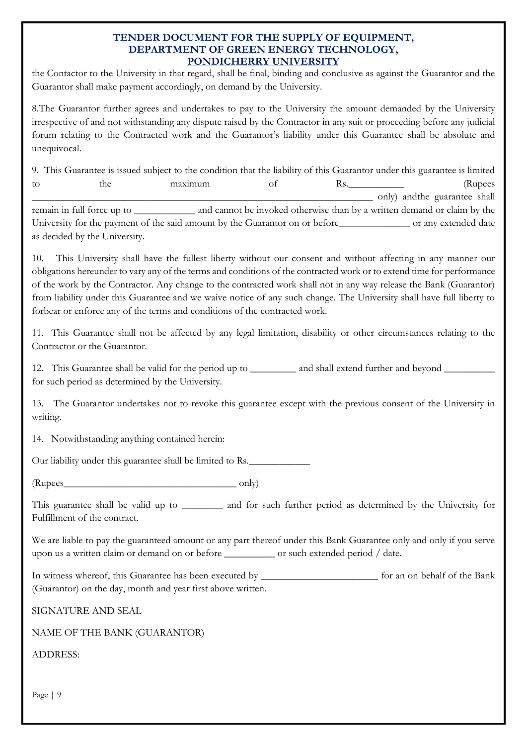the Contactor to the University in that regard, shall be final, binding and conclusive as against the Guarantor and the Guarantor shall make payment accordingly, on demand by the University.

8.The Guarantor further agrees and undertakes to pay to the University the amount demanded by the University irrespective of and not withstanding any dispute raised by the Contractor in any suit or proceeding before any judicial forum relating to the Contracted work and the Guarantor's liability under this Guarantee shall be absolute and unequivocal.

9. This Guarantee is issued subject to the condition that the liability of this Guarantor under this guarantee is limited to the maximum of Rs.___________ (Rupees _________________________________________________________________ only) andthe guarantee shall remain in full force up to ____________ and cannot be invoked otherwise than by a written demand or claim by the University for the payment of the said amount by the Guarantor on or before______________ or any extended date as decided by the University.

10. This University shall have the fullest liberty without our consent and without affecting in any manner our obligations hereunder to vary any of the terms and conditions of the contracted work or to extend time for performance of the work by the Contractor. Any change to the contracted work shall not in any way release the Bank (Guarantor) from liability under this Guarantee and we waive notice of any such change. The University shall have full liberty to forbear or enforce any of the terms and conditions of the contracted work.

11. This Guarantee shall not be affected by any legal limitation, disability or other circumstances relating to the Contractor or the Guarantor.

12. This Guarantee shall be valid for the period up to _________ and shall extend further and beyond __________ for such period as determined by the University.

13. The Guarantor undertakes not to revoke this guarantee except with the previous consent of the University in writing.

14. Notwithstanding anything contained herein:

Our liability under this guarantee shall be limited to Rs.____________

(Rupees___________________________________ only)

This guarantee shall be valid up to ________ and for such further period as determined by the University for Fulfillment of the contract.

We are liable to pay the guaranteed amount or any part thereof under this Bank Guarantee only and only if you serve upon us a written claim or demand on or before __________ or such extended period / date.

In witness whereof, this Guarantee has been executed by _______________________ for an on behalf of the Bank (Guarantor) on the day, month and year first above written.

SIGNATURE AND SEAL

NAME OF THE BANK (GUARANTOR)

ADDRESS: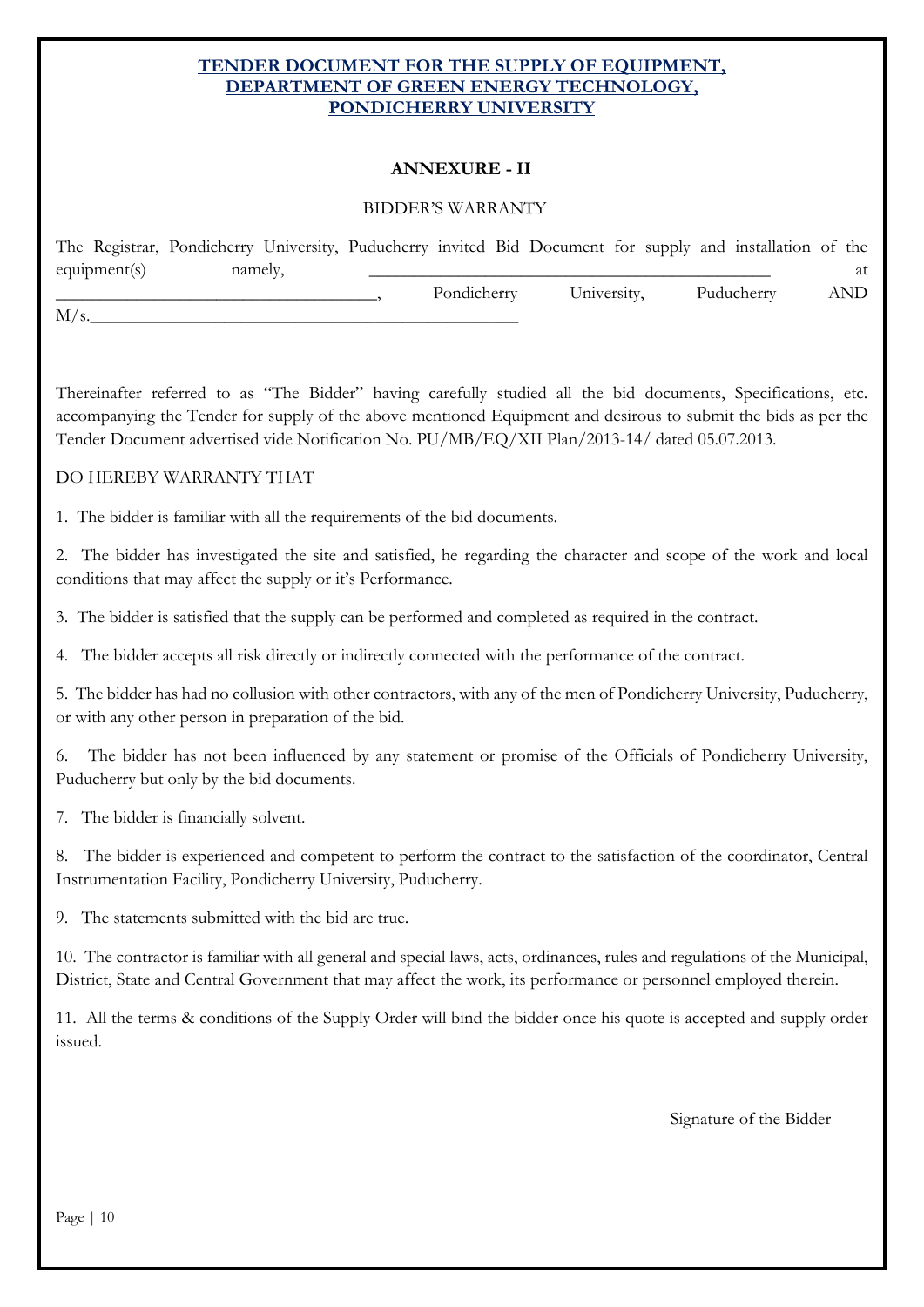**TENDER DOCUMENT FOR THE SUPPLY OF EQUIPMENT, DEPARTMENT OF GREEN ENERGY TECHNOLOGY, PONDICHERRY UNIVERSITY**

## ANNEXURE - II

BIDDER'S WARRANTY

The Registrar, Pondicherry University, Puducherry invited Bid Document for supply and installation of the equipment(s) namely, ______________________________________________ at ____________________________________, Pondicherry University, Puducherry AND M/s.__________________________________________________

Thereinafter referred to as "The Bidder" having carefully studied all the bid documents, Specifications, etc. accompanying the Tender for supply of the above mentioned Equipment and desirous to submit the bids as per the Tender Document advertised vide Notification No. PU/MB/EQ/XII Plan/2013-14/ dated 05.07.2013.

DO HEREBY WARRANTY THAT

1. The bidder is familiar with all the requirements of the bid documents.

2. The bidder has investigated the site and satisfied, he regarding the character and scope of the work and local conditions that may affect the supply or it's Performance.

3. The bidder is satisfied that the supply can be performed and completed as required in the contract.

4. The bidder accepts all risk directly or indirectly connected with the performance of the contract.

5. The bidder has had no collusion with other contractors, with any of the men of Pondicherry University, Puducherry, or with any other person in preparation of the bid.

6. The bidder has not been influenced by any statement or promise of the Officials of Pondicherry University, Puducherry but only by the bid documents.

7. The bidder is financially solvent.

8. The bidder is experienced and competent to perform the contract to the satisfaction of the coordinator, Central Instrumentation Facility, Pondicherry University, Puducherry.

9. The statements submitted with the bid are true.

10. The contractor is familiar with all general and special laws, acts, ordinances, rules and regulations of the Municipal, District, State and Central Government that may affect the work, its performance or personnel employed therein.

11. All the terms & conditions of the Supply Order will bind the bidder once his quote is accepted and supply order issued.

Signature of the Bidder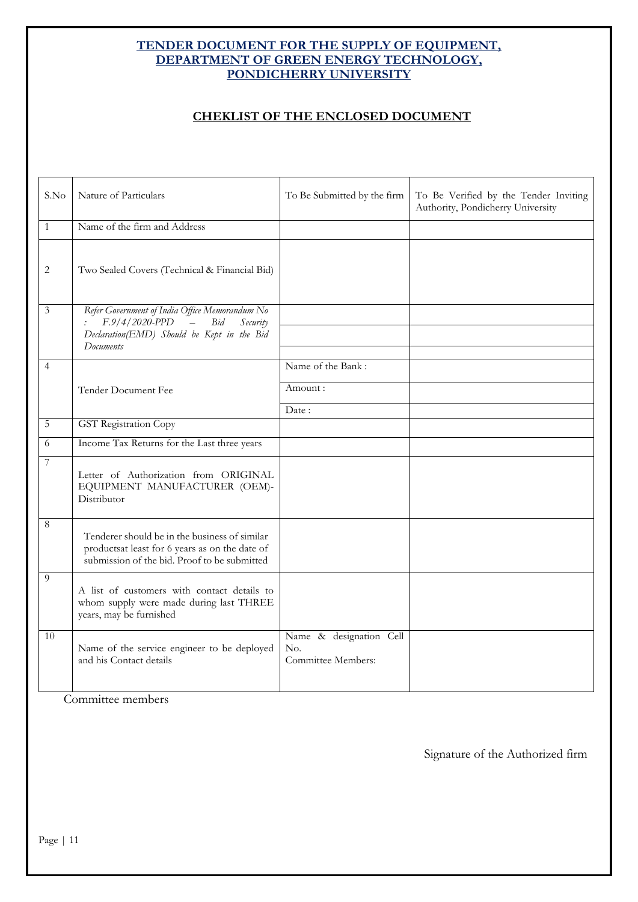## TENDER DOCUMENT FOR THE SUPPLY OF EQUIPMENT, DEPARTMENT OF GREEN ENERGY TECHNOLOGY, PONDICHERRY UNIVERSITY

### CHEKLIST OF THE ENCLOSED DOCUMENT

| S.No | Nature of Particulars | To Be Submitted by the firm | To Be Verified by the Tender Inviting Authority, Pondicherry University |
|---|---|---|---|
| 1 | Name of the firm and Address | | |
| 2 | Two Sealed Covers (Technical & Financial Bid) | | |
| 3 | *Refer Government of India Office Memorandum No : F.9/4/2020-PPD – Bid Security Declaration(EMD) Should be Kept in the Bid Documents* | | |
| | | | |
| | | | |
| 4 | Tender Document Fee | Name of the Bank : | |
| | | Amount : | |
| | | Date : | |
| 5 | GST Registration Copy | | |
| 6 | Income Tax Returns for the Last three years | | |
| 7 | Letter of Authorization from ORIGINAL EQUIPMENT MANUFACTURER (OEM)-Distributor | | |
| 8 | Tenderer should be in the business of similar productsat least for 6 years as on the date of submission of the bid. Proof to be submitted | | |
| 9 | A list of customers with contact details to whom supply were made during last THREE years, may be furnished | | |
| 10 | Name of the service engineer to be deployed and his Contact details | Name & designation Cell No.<br>Committee Members: | |

Committee members

Signature of the Authorized firm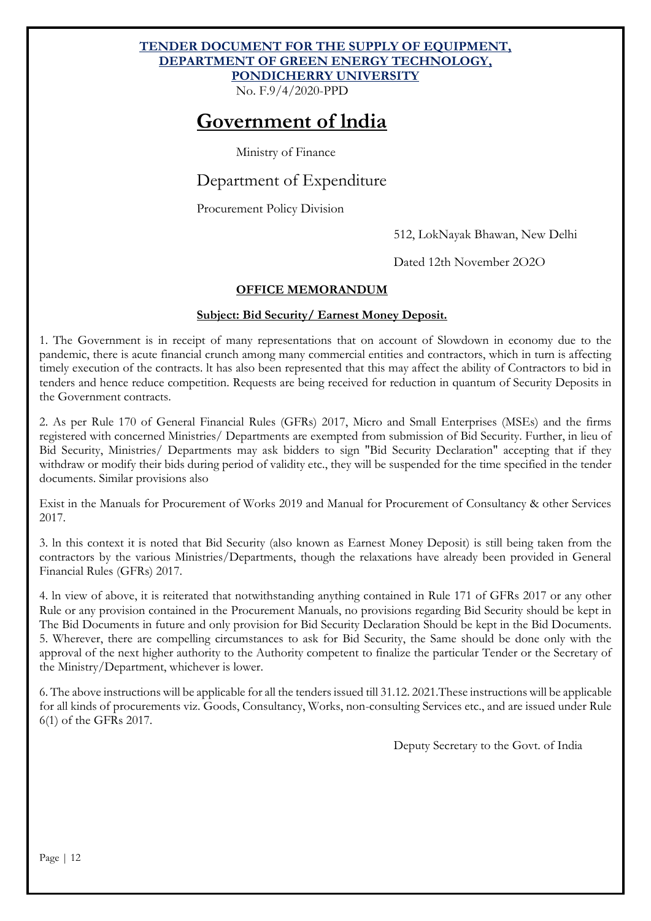**TENDER DOCUMENT FOR THE SUPPLY OF EQUIPMENT, DEPARTMENT OF GREEN ENERGY TECHNOLOGY, PONDICHERRY UNIVERSITY**

No. F.9/4/2020-PPD

# Government of lndia

Ministry of Finance

## Department of Expenditure

Procurement Policy Division

512, LokNayak Bhawan, New Delhi

Dated 12th November 2O2O

**OFFICE MEMORANDUM**

**Subject: Bid Security/ Earnest Money Deposit.**

1. The Government is in receipt of many representations that on account of Slowdown in economy due to the pandemic, there is acute financial crunch among many commercial entities and contractors, which in turn is affecting timely execution of the contracts. lt has also been represented that this may affect the ability of Contractors to bid in tenders and hence reduce competition. Requests are being received for reduction in quantum of Security Deposits in the Government contracts.

2. As per Rule 170 of General Financial Rules (GFRs) 2017, Micro and Small Enterprises (MSEs) and the firms registered with concerned Ministries/ Departments are exempted from submission of Bid Security. Further, in lieu of Bid Security, Ministries/ Departments may ask bidders to sign "Bid Security Declaration" accepting that if they withdraw or modify their bids during period of validity etc., they will be suspended for the time specified in the tender documents. Similar provisions also

Exist in the Manuals for Procurement of Works 2019 and Manual for Procurement of Consultancy & other Services 2017.

3. ln this context it is noted that Bid Security (also known as Earnest Money Deposit) is still being taken from the contractors by the various Ministries/Departments, though the relaxations have already been provided in General Financial Rules (GFRs) 2017.

4. ln view of above, it is reiterated that notwithstanding anything contained in Rule 171 of GFRs 2017 or any other Rule or any provision contained in the Procurement Manuals, no provisions regarding Bid Security should be kept in The Bid Documents in future and only provision for Bid Security Declaration Should be kept in the Bid Documents.

5. Wherever, there are compelling circumstances to ask for Bid Security, the Same should be done only with the approval of the next higher authority to the Authority competent to finalize the particular Tender or the Secretary of the Ministry/Department, whichever is lower.

6. The above instructions will be applicable for all the tenders issued till 31.12. 2021.These instructions will be applicable for all kinds of procurements viz. Goods, Consultancy, Works, non-consulting Services etc., and are issued under Rule 6(1) of the GFRs 2017.

Deputy Secretary to the Govt. of India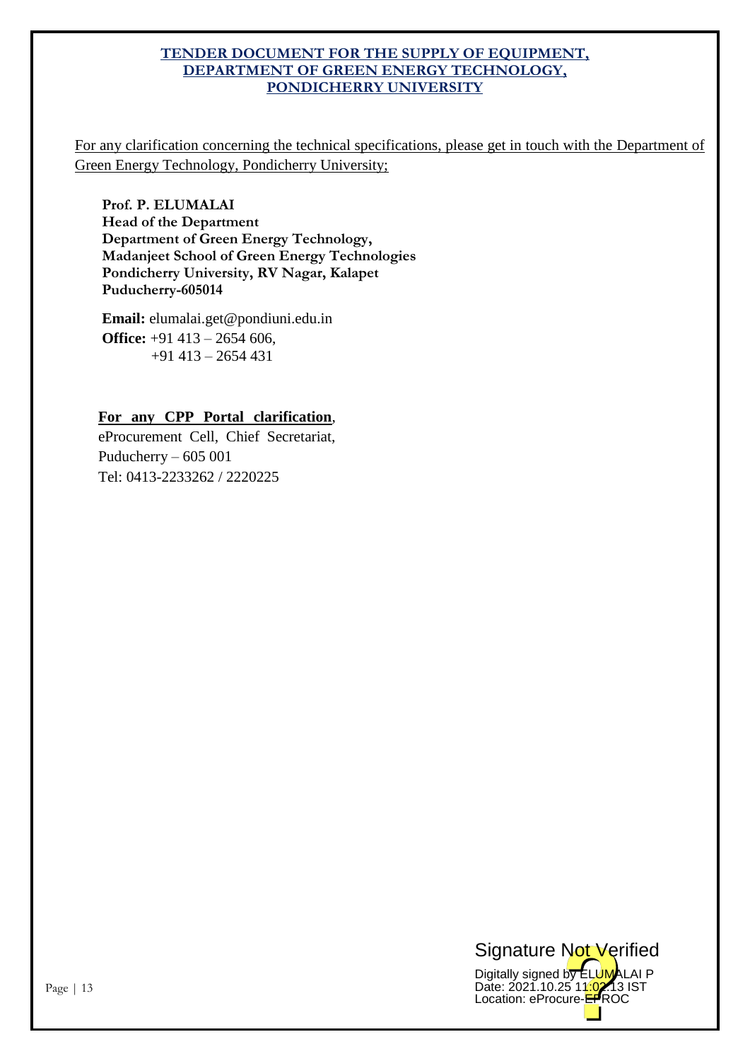For any clarification concerning the technical specifications, please get in touch with the Department of Green Energy Technology, Pondicherry University;

**Prof. P. ELUMALAI**
**Head of the Department**
**Department of Green Energy Technology,**
**Madanjeet School of Green Energy Technologies**
**Pondicherry University, RV Nagar, Kalapet**
**Puducherry-605014**

**Email:** elumalai.get@pondiuni.edu.in
**Office:** +91 413 – 2654 606,
+91 413 – 2654 431

**For any CPP Portal clarification**,
eProcurement Cell, Chief Secretariat,
Puducherry – 605 001
Tel: 0413-2233262 / 2220225

Signature Not Verified
Digitally signed by ELUMALAI P
Date: 2021.10.25 11:02:13 IST
Location: eProcure-EPROC